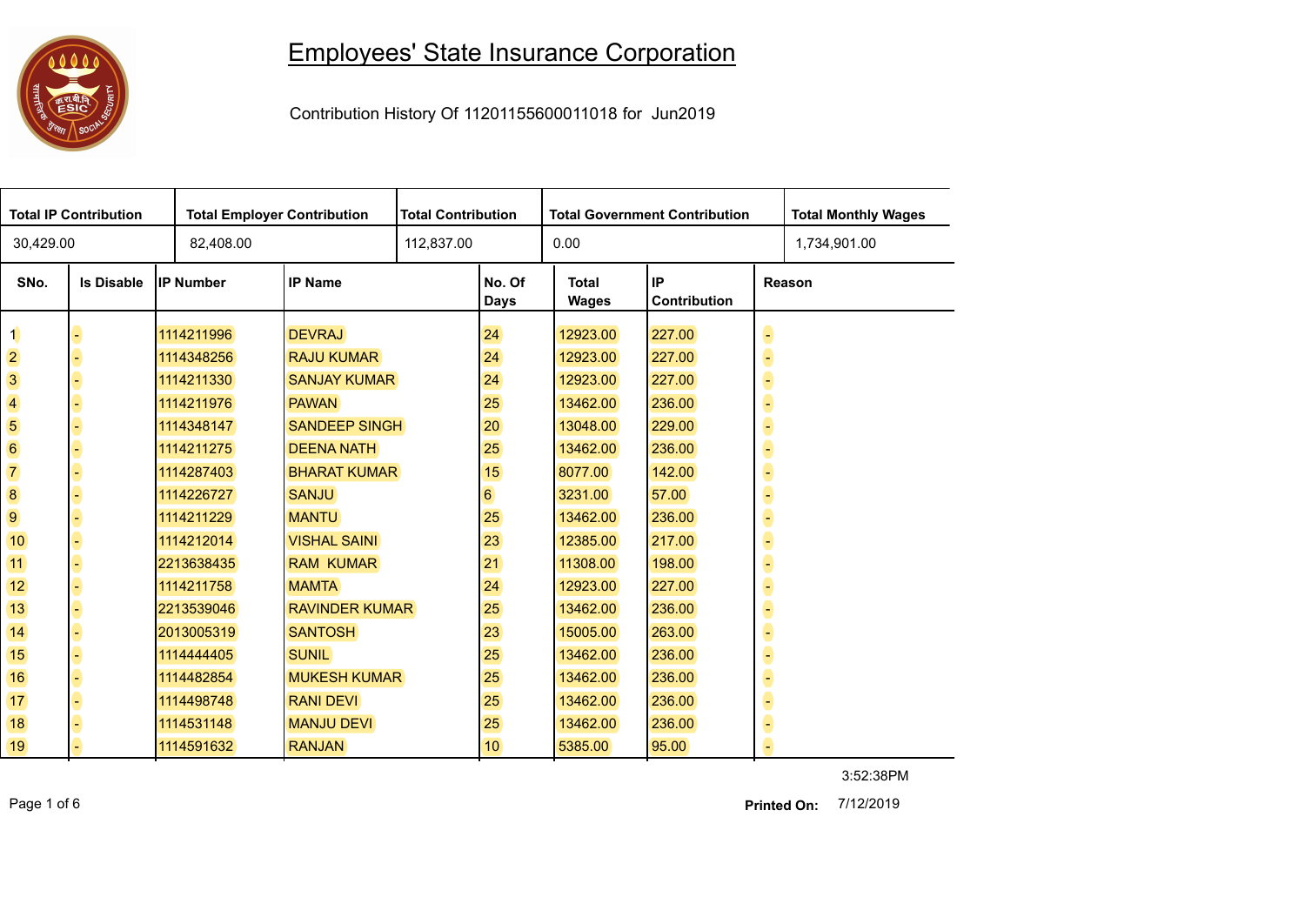# Employees' State Insurance Corporation

Contribution History Of 11201155600011018 for Jun2019

| Total IP Contribution | Total Employer Contribution | Total Contribution | Total Government Contribution | Total Monthly Wages |
|---|---|---|---|---|
| 30,429.00 | 82,408.00 | 112,837.00 | 0.00 | 1,734,901.00 |

| SNo. | Is Disable | IP Number | IP Name | No. Of Days | Total Wages | IP Contribution | Reason |
|---|---|---|---|---|---|---|---|
| 1 | - | 1114211996 | DEVRAJ | 24 | 12923.00 | 227.00 | - |
| 2 | - | 1114348256 | RAJU KUMAR | 24 | 12923.00 | 227.00 | - |
| 3 | - | 1114211330 | SANJAY KUMAR | 24 | 12923.00 | 227.00 | - |
| 4 | - | 1114211976 | PAWAN | 25 | 13462.00 | 236.00 | - |
| 5 | - | 1114348147 | SANDEEP SINGH | 20 | 13048.00 | 229.00 | - |
| 6 | - | 1114211275 | DEENA NATH | 25 | 13462.00 | 236.00 | - |
| 7 | - | 1114287403 | BHARAT KUMAR | 15 | 8077.00 | 142.00 | - |
| 8 | - | 1114226727 | SANJU | 6 | 3231.00 | 57.00 | - |
| 9 | - | 1114211229 | MANTU | 25 | 13462.00 | 236.00 | - |
| 10 | - | 1114212014 | VISHAL SAINI | 23 | 12385.00 | 217.00 | - |
| 11 | - | 2213638435 | RAM KUMAR | 21 | 11308.00 | 198.00 | - |
| 12 | - | 1114211758 | MAMTA | 24 | 12923.00 | 227.00 | - |
| 13 | - | 2213539046 | RAVINDER KUMAR | 25 | 13462.00 | 236.00 | - |
| 14 | - | 2013005319 | SANTOSH | 23 | 15005.00 | 263.00 | - |
| 15 | - | 1114444405 | SUNIL | 25 | 13462.00 | 236.00 | - |
| 16 | - | 1114482854 | MUKESH KUMAR | 25 | 13462.00 | 236.00 | - |
| 17 | - | 1114498748 | RANI DEVI | 25 | 13462.00 | 236.00 | - |
| 18 | - | 1114531148 | MANJU DEVI | 25 | 13462.00 | 236.00 | - |
| 19 | - | 1114591632 | RANJAN | 10 | 5385.00 | 95.00 | - |

3:52:38PM

**Printed On:** 7/12/2019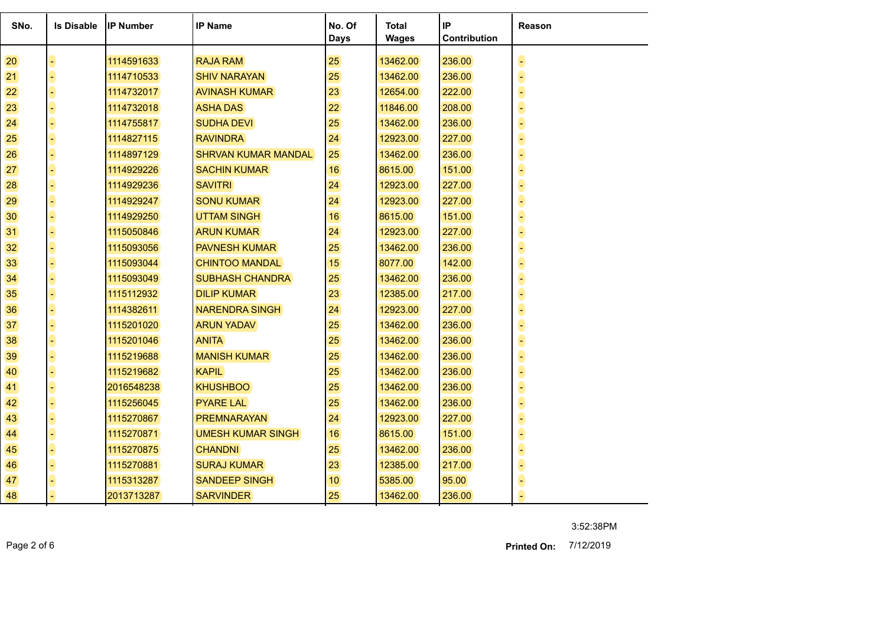| SNo. | Is Disable | IP Number | IP Name | No. Of Days | Total Wages | IP Contribution | Reason |
|---|---|---|---|---|---|---|---|
| 20 | - | 1114591633 | RAJA RAM | 25 | 13462.00 | 236.00 | - |
| 21 | - | 1114710533 | SHIV NARAYAN | 25 | 13462.00 | 236.00 | - |
| 22 | - | 1114732017 | AVINASH KUMAR | 23 | 12654.00 | 222.00 | - |
| 23 | - | 1114732018 | ASHA DAS | 22 | 11846.00 | 208.00 | - |
| 24 | - | 1114755817 | SUDHA DEVI | 25 | 13462.00 | 236.00 | - |
| 25 | - | 1114827115 | RAVINDRA | 24 | 12923.00 | 227.00 | - |
| 26 | - | 1114897129 | SHRVAN KUMAR MANDAL | 25 | 13462.00 | 236.00 | - |
| 27 | - | 1114929226 | SACHIN KUMAR | 16 | 8615.00 | 151.00 | - |
| 28 | - | 1114929236 | SAVITRI | 24 | 12923.00 | 227.00 | - |
| 29 | - | 1114929247 | SONU KUMAR | 24 | 12923.00 | 227.00 | - |
| 30 | - | 1114929250 | UTTAM SINGH | 16 | 8615.00 | 151.00 | - |
| 31 | - | 1115050846 | ARUN KUMAR | 24 | 12923.00 | 227.00 | - |
| 32 | - | 1115093056 | PAVNESH KUMAR | 25 | 13462.00 | 236.00 | - |
| 33 | - | 1115093044 | CHINTOO MANDAL | 15 | 8077.00 | 142.00 | - |
| 34 | - | 1115093049 | SUBHASH CHANDRA | 25 | 13462.00 | 236.00 | - |
| 35 | - | 1115112932 | DILIP KUMAR | 23 | 12385.00 | 217.00 | - |
| 36 | - | 1114382611 | NARENDRA SINGH | 24 | 12923.00 | 227.00 | - |
| 37 | - | 1115201020 | ARUN YADAV | 25 | 13462.00 | 236.00 | - |
| 38 | - | 1115201046 | ANITA | 25 | 13462.00 | 236.00 | - |
| 39 | - | 1115219688 | MANISH KUMAR | 25 | 13462.00 | 236.00 | - |
| 40 | - | 1115219682 | KAPIL | 25 | 13462.00 | 236.00 | - |
| 41 | - | 2016548238 | KHUSHBOO | 25 | 13462.00 | 236.00 | - |
| 42 | - | 1115256045 | PYARE LAL | 25 | 13462.00 | 236.00 | - |
| 43 | - | 1115270867 | PREMNARAYAN | 24 | 12923.00 | 227.00 | - |
| 44 | - | 1115270871 | UMESH KUMAR SINGH | 16 | 8615.00 | 151.00 | - |
| 45 | - | 1115270875 | CHANDNI | 25 | 13462.00 | 236.00 | - |
| 46 | - | 1115270881 | SURAJ KUMAR | 23 | 12385.00 | 217.00 | - |
| 47 | - | 1115313287 | SANDEEP SINGH | 10 | 5385.00 | 95.00 | - |
| 48 | - | 2013713287 | SARVINDER | 25 | 13462.00 | 236.00 | - |

3:52:38PM

**Printed On:** 7/12/2019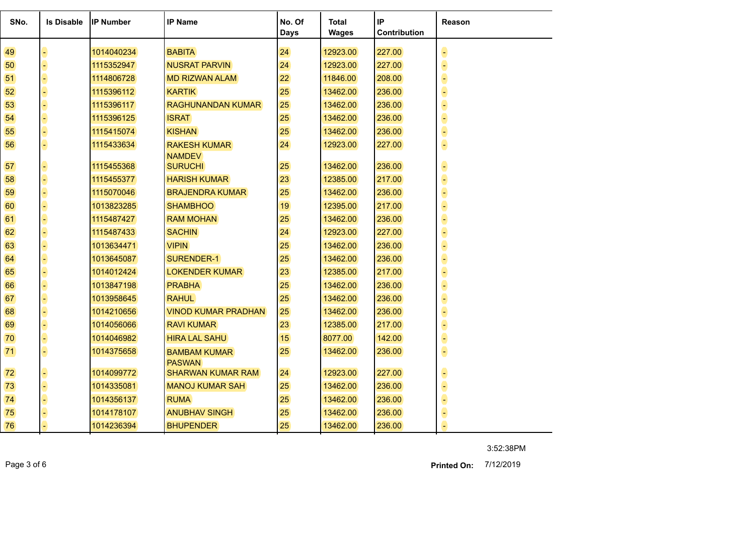| SNo. | Is Disable | IP Number | IP Name | No. Of Days | Total Wages | IP Contribution | Reason |
|---|---|---|---|---|---|---|---|
| 49 | - | 1014040234 | BABITA | 24 | 12923.00 | 227.00 | - |
| 50 | - | 1115352947 | NUSRAT PARVIN | 24 | 12923.00 | 227.00 | - |
| 51 | - | 1114806728 | MD RIZWAN ALAM | 22 | 11846.00 | 208.00 | - |
| 52 | - | 1115396112 | KARTIK | 25 | 13462.00 | 236.00 | - |
| 53 | - | 1115396117 | RAGHUNANDAN KUMAR | 25 | 13462.00 | 236.00 | - |
| 54 | - | 1115396125 | ISRAT | 25 | 13462.00 | 236.00 | - |
| 55 | - | 1115415074 | KISHAN | 25 | 13462.00 | 236.00 | - |
| 56 | - | 1115433634 | RAKESH KUMAR NAMDEV | 24 | 12923.00 | 227.00 | - |
| 57 | - | 1115455368 | SURUCHI | 25 | 13462.00 | 236.00 | - |
| 58 | - | 1115455377 | HARISH KUMAR | 23 | 12385.00 | 217.00 | - |
| 59 | - | 1115070046 | BRAJENDRA KUMAR | 25 | 13462.00 | 236.00 | - |
| 60 | - | 1013823285 | SHAMBHOO | 19 | 12395.00 | 217.00 | - |
| 61 | - | 1115487427 | RAM MOHAN | 25 | 13462.00 | 236.00 | - |
| 62 | - | 1115487433 | SACHIN | 24 | 12923.00 | 227.00 | - |
| 63 | - | 1013634471 | VIPIN | 25 | 13462.00 | 236.00 | - |
| 64 | - | 1013645087 | SURENDER-1 | 25 | 13462.00 | 236.00 | - |
| 65 | - | 1014012424 | LOKENDER KUMAR | 23 | 12385.00 | 217.00 | - |
| 66 | - | 1013847198 | PRABHA | 25 | 13462.00 | 236.00 | - |
| 67 | - | 1013958645 | RAHUL | 25 | 13462.00 | 236.00 | - |
| 68 | - | 1014210656 | VINOD KUMAR PRADHAN | 25 | 13462.00 | 236.00 | - |
| 69 | - | 1014056066 | RAVI KUMAR | 23 | 12385.00 | 217.00 | - |
| 70 | - | 1014046982 | HIRA LAL SAHU | 15 | 8077.00 | 142.00 | - |
| 71 | - | 1014375658 | BAMBAM KUMAR PASWAN | 25 | 13462.00 | 236.00 | - |
| 72 | - | 1014099772 | SHARWAN KUMAR RAM | 24 | 12923.00 | 227.00 | - |
| 73 | - | 1014335081 | MANOJ KUMAR SAH | 25 | 13462.00 | 236.00 | - |
| 74 | - | 1014356137 | RUMA | 25 | 13462.00 | 236.00 | - |
| 75 | - | 1014178107 | ANUBHAV SINGH | 25 | 13462.00 | 236.00 | - |
| 76 | - | 1014236394 | BHUPENDER | 25 | 13462.00 | 236.00 | - |

3:52:38PM

**Printed On:** 7/12/2019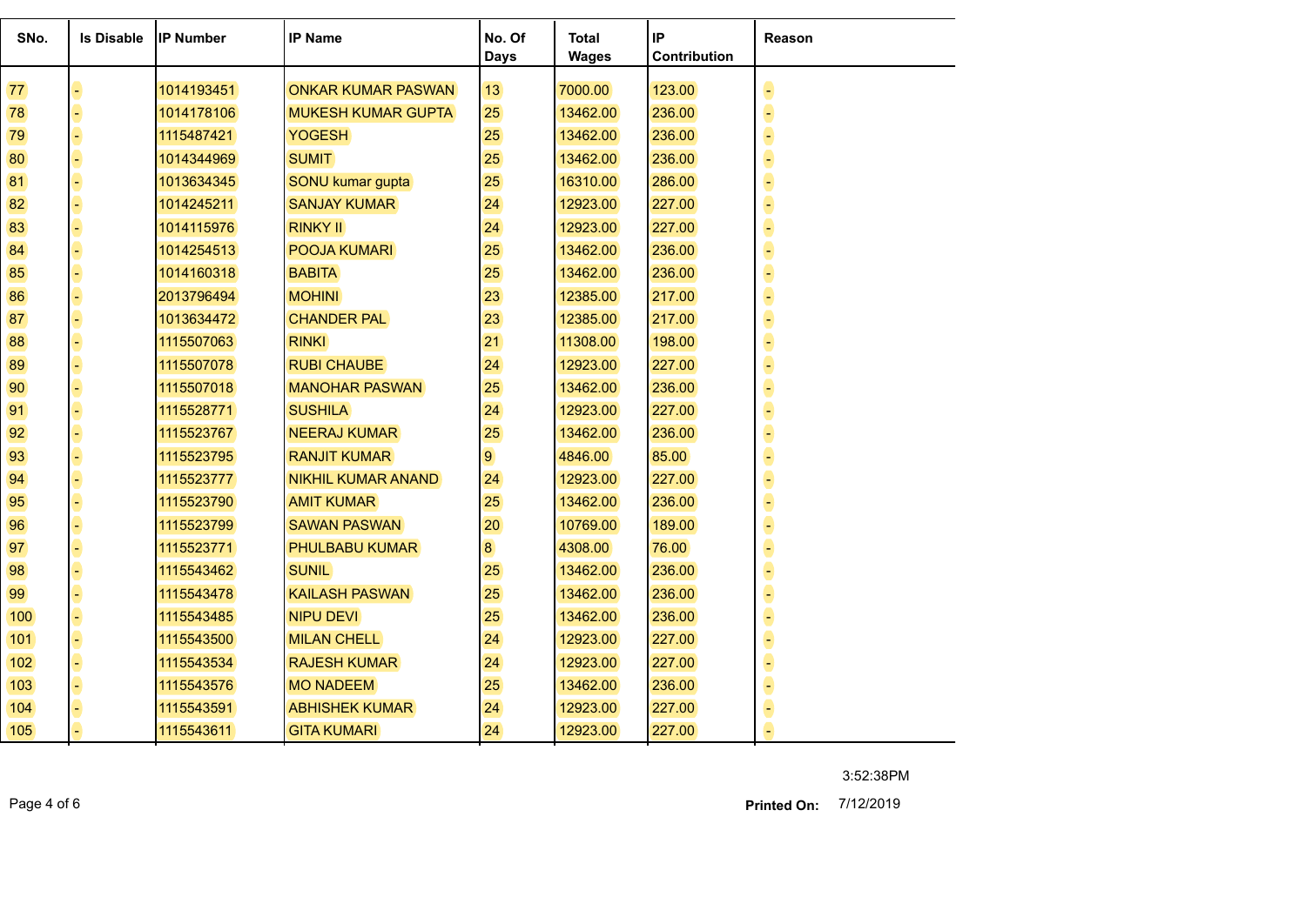| SNo. | Is Disable | IP Number | IP Name | No. Of Days | Total Wages | IP Contribution | Reason |
|---|---|---|---|---|---|---|---|
| 77 | - | 1014193451 | ONKAR KUMAR PASWAN | 13 | 7000.00 | 123.00 | - |
| 78 | - | 1014178106 | MUKESH KUMAR GUPTA | 25 | 13462.00 | 236.00 | - |
| 79 | - | 1115487421 | YOGESH | 25 | 13462.00 | 236.00 | - |
| 80 | - | 1014344969 | SUMIT | 25 | 13462.00 | 236.00 | - |
| 81 | - | 1013634345 | SONU kumar gupta | 25 | 16310.00 | 286.00 | - |
| 82 | - | 1014245211 | SANJAY KUMAR | 24 | 12923.00 | 227.00 | - |
| 83 | - | 1014115976 | RINKY II | 24 | 12923.00 | 227.00 | - |
| 84 | - | 1014254513 | POOJA KUMARI | 25 | 13462.00 | 236.00 | - |
| 85 | - | 1014160318 | BABITA | 25 | 13462.00 | 236.00 | - |
| 86 | - | 2013796494 | MOHINI | 23 | 12385.00 | 217.00 | - |
| 87 | - | 1013634472 | CHANDER PAL | 23 | 12385.00 | 217.00 | - |
| 88 | - | 1115507063 | RINKI | 21 | 11308.00 | 198.00 | - |
| 89 | - | 1115507078 | RUBI CHAUBE | 24 | 12923.00 | 227.00 | - |
| 90 | - | 1115507018 | MANOHAR PASWAN | 25 | 13462.00 | 236.00 | - |
| 91 | - | 1115528771 | SUSHILA | 24 | 12923.00 | 227.00 | - |
| 92 | - | 1115523767 | NEERAJ KUMAR | 25 | 13462.00 | 236.00 | - |
| 93 | - | 1115523795 | RANJIT KUMAR | 9 | 4846.00 | 85.00 | - |
| 94 | - | 1115523777 | NIKHIL KUMAR ANAND | 24 | 12923.00 | 227.00 | - |
| 95 | - | 1115523790 | AMIT KUMAR | 25 | 13462.00 | 236.00 | - |
| 96 | - | 1115523799 | SAWAN PASWAN | 20 | 10769.00 | 189.00 | - |
| 97 | - | 1115523771 | PHULBABU KUMAR | 8 | 4308.00 | 76.00 | - |
| 98 | - | 1115543462 | SUNIL | 25 | 13462.00 | 236.00 | - |
| 99 | - | 1115543478 | KAILASH PASWAN | 25 | 13462.00 | 236.00 | - |
| 100 | - | 1115543485 | NIPU DEVI | 25 | 13462.00 | 236.00 | - |
| 101 | - | 1115543500 | MILAN CHELL | 24 | 12923.00 | 227.00 | - |
| 102 | - | 1115543534 | RAJESH KUMAR | 24 | 12923.00 | 227.00 | - |
| 103 | - | 1115543576 | MO NADEEM | 25 | 13462.00 | 236.00 | - |
| 104 | - | 1115543591 | ABHISHEK KUMAR | 24 | 12923.00 | 227.00 | - |
| 105 | - | 1115543611 | GITA KUMARI | 24 | 12923.00 | 227.00 | - |

3:52:38PM

**Printed On:** 7/12/2019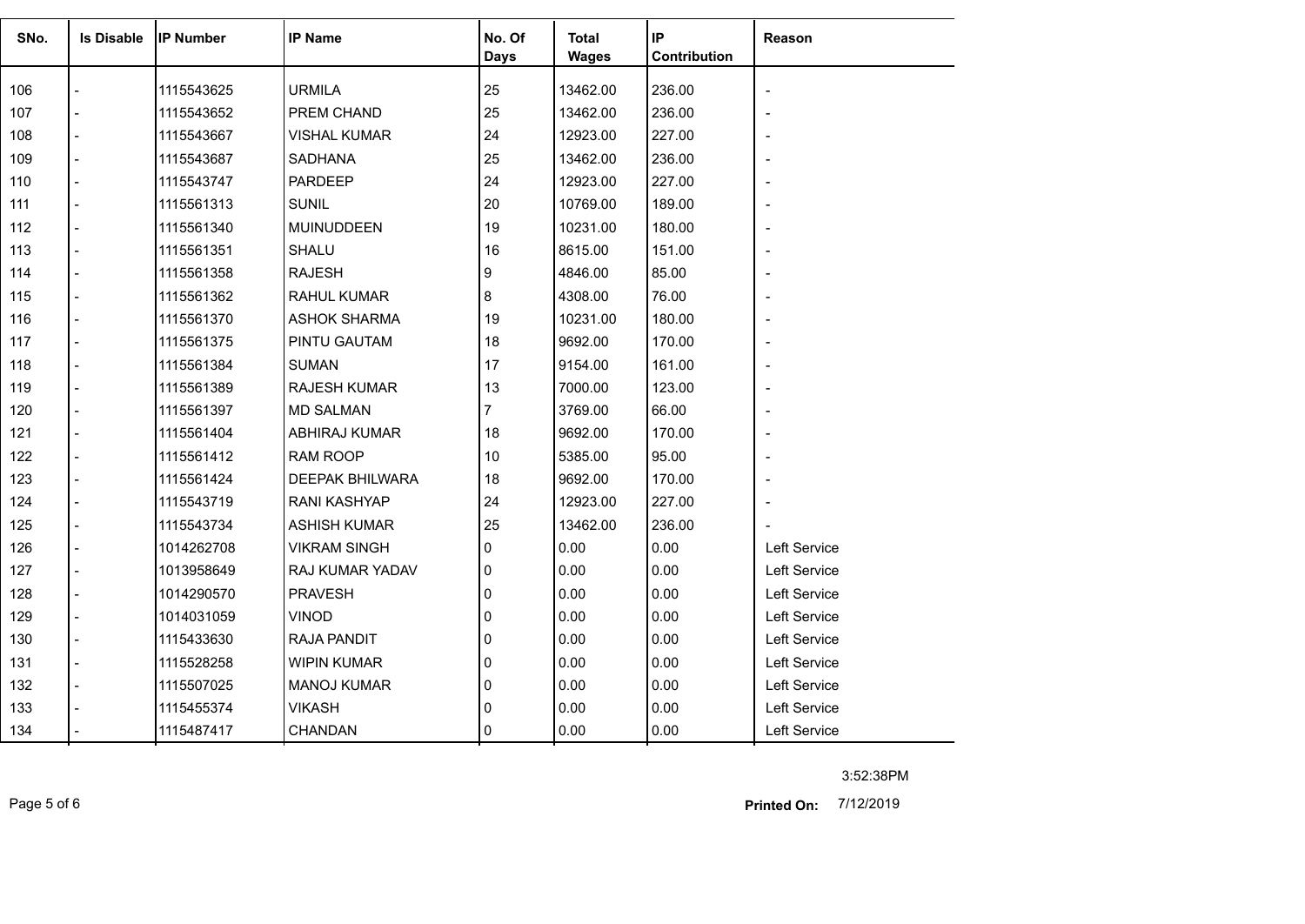| SNo. | Is Disable | IP Number | IP Name | No. Of Days | Total Wages | IP Contribution | Reason |
|---|---|---|---|---|---|---|---|
| 106 | - | 1115543625 | URMILA | 25 | 13462.00 | 236.00 | - |
| 107 | - | 1115543652 | PREM CHAND | 25 | 13462.00 | 236.00 | - |
| 108 | - | 1115543667 | VISHAL KUMAR | 24 | 12923.00 | 227.00 | - |
| 109 | - | 1115543687 | SADHANA | 25 | 13462.00 | 236.00 | - |
| 110 | - | 1115543747 | PARDEEP | 24 | 12923.00 | 227.00 | - |
| 111 | - | 1115561313 | SUNIL | 20 | 10769.00 | 189.00 | - |
| 112 | - | 1115561340 | MUINUDDEEN | 19 | 10231.00 | 180.00 | - |
| 113 | - | 1115561351 | SHALU | 16 | 8615.00 | 151.00 | - |
| 114 | - | 1115561358 | RAJESH | 9 | 4846.00 | 85.00 | - |
| 115 | - | 1115561362 | RAHUL KUMAR | 8 | 4308.00 | 76.00 | - |
| 116 | - | 1115561370 | ASHOK SHARMA | 19 | 10231.00 | 180.00 | - |
| 117 | - | 1115561375 | PINTU GAUTAM | 18 | 9692.00 | 170.00 | - |
| 118 | - | 1115561384 | SUMAN | 17 | 9154.00 | 161.00 | - |
| 119 | - | 1115561389 | RAJESH KUMAR | 13 | 7000.00 | 123.00 | - |
| 120 | - | 1115561397 | MD SALMAN | 7 | 3769.00 | 66.00 | - |
| 121 | - | 1115561404 | ABHIRAJ KUMAR | 18 | 9692.00 | 170.00 | - |
| 122 | - | 1115561412 | RAM ROOP | 10 | 5385.00 | 95.00 | - |
| 123 | - | 1115561424 | DEEPAK BHILWARA | 18 | 9692.00 | 170.00 | - |
| 124 | - | 1115543719 | RANI KASHYAP | 24 | 12923.00 | 227.00 | - |
| 125 | - | 1115543734 | ASHISH KUMAR | 25 | 13462.00 | 236.00 | - |
| 126 | - | 1014262708 | VIKRAM SINGH | 0 | 0.00 | 0.00 | Left Service |
| 127 | - | 1013958649 | RAJ KUMAR YADAV | 0 | 0.00 | 0.00 | Left Service |
| 128 | - | 1014290570 | PRAVESH | 0 | 0.00 | 0.00 | Left Service |
| 129 | - | 1014031059 | VINOD | 0 | 0.00 | 0.00 | Left Service |
| 130 | - | 1115433630 | RAJA PANDIT | 0 | 0.00 | 0.00 | Left Service |
| 131 | - | 1115528258 | WIPIN KUMAR | 0 | 0.00 | 0.00 | Left Service |
| 132 | - | 1115507025 | MANOJ KUMAR | 0 | 0.00 | 0.00 | Left Service |
| 133 | - | 1115455374 | VIKASH | 0 | 0.00 | 0.00 | Left Service |
| 134 | - | 1115487417 | CHANDAN | 0 | 0.00 | 0.00 | Left Service |

3:52:38PM

**Printed On:** 7/12/2019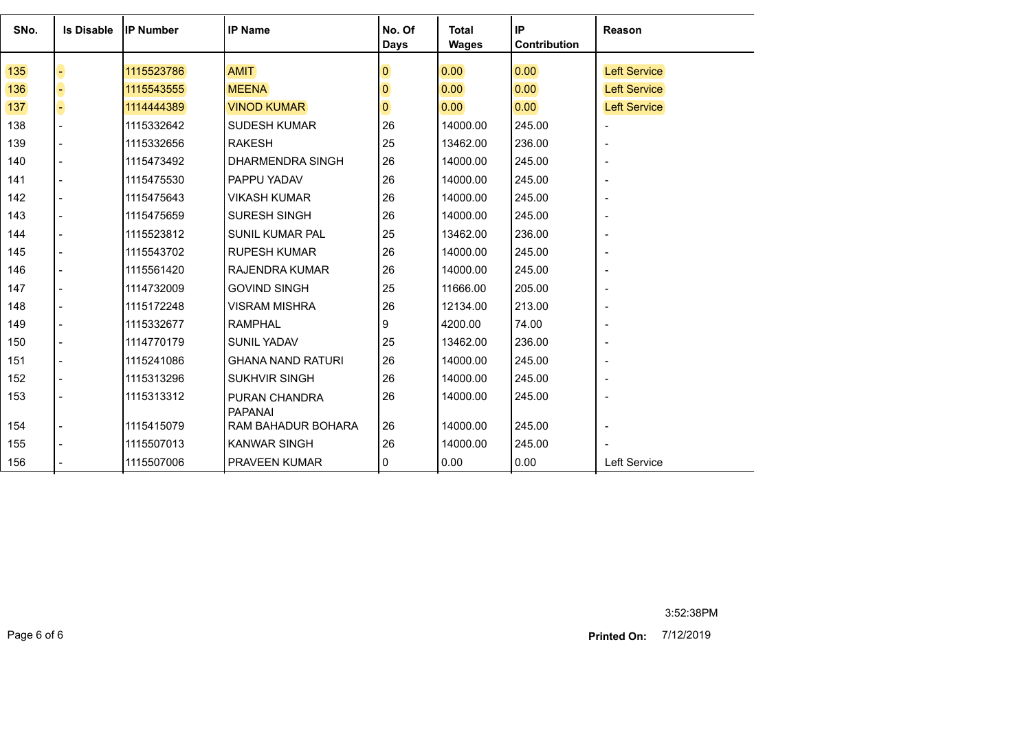| SNo. | Is Disable | IP Number | IP Name | No. Of Days | Total Wages | IP Contribution | Reason |
|---|---|---|---|---|---|---|---|
| 135 | - | 1115523786 | AMIT | 0 | 0.00 | 0.00 | Left Service |
| 136 | - | 1115543555 | MEENA | 0 | 0.00 | 0.00 | Left Service |
| 137 | - | 1114444389 | VINOD KUMAR | 0 | 0.00 | 0.00 | Left Service |
| 138 | - | 1115332642 | SUDESH KUMAR | 26 | 14000.00 | 245.00 | - |
| 139 | - | 1115332656 | RAKESH | 25 | 13462.00 | 236.00 | - |
| 140 | - | 1115473492 | DHARMENDRA SINGH | 26 | 14000.00 | 245.00 | - |
| 141 | - | 1115475530 | PAPPU YADAV | 26 | 14000.00 | 245.00 | - |
| 142 | - | 1115475643 | VIKASH KUMAR | 26 | 14000.00 | 245.00 | - |
| 143 | - | 1115475659 | SURESH SINGH | 26 | 14000.00 | 245.00 | - |
| 144 | - | 1115523812 | SUNIL KUMAR PAL | 25 | 13462.00 | 236.00 | - |
| 145 | - | 1115543702 | RUPESH KUMAR | 26 | 14000.00 | 245.00 | - |
| 146 | - | 1115561420 | RAJENDRA KUMAR | 26 | 14000.00 | 245.00 | - |
| 147 | - | 1114732009 | GOVIND SINGH | 25 | 11666.00 | 205.00 | - |
| 148 | - | 1115172248 | VISRAM MISHRA | 26 | 12134.00 | 213.00 | - |
| 149 | - | 1115332677 | RAMPHAL | 9 | 4200.00 | 74.00 | - |
| 150 | - | 1114770179 | SUNIL YADAV | 25 | 13462.00 | 236.00 | - |
| 151 | - | 1115241086 | GHANA NAND RATURI | 26 | 14000.00 | 245.00 | - |
| 152 | - | 1115313296 | SUKHVIR SINGH | 26 | 14000.00 | 245.00 | - |
| 153 | - | 1115313312 | PURAN CHANDRA PAPANAI | 26 | 14000.00 | 245.00 | - |
| 154 | - | 1115415079 | RAM BAHADUR BOHARA | 26 | 14000.00 | 245.00 | - |
| 155 | - | 1115507013 | KANWAR SINGH | 26 | 14000.00 | 245.00 | - |
| 156 | - | 1115507006 | PRAVEEN KUMAR | 0 | 0.00 | 0.00 | Left Service |

3:52:38PM

**Printed On:** 7/12/2019